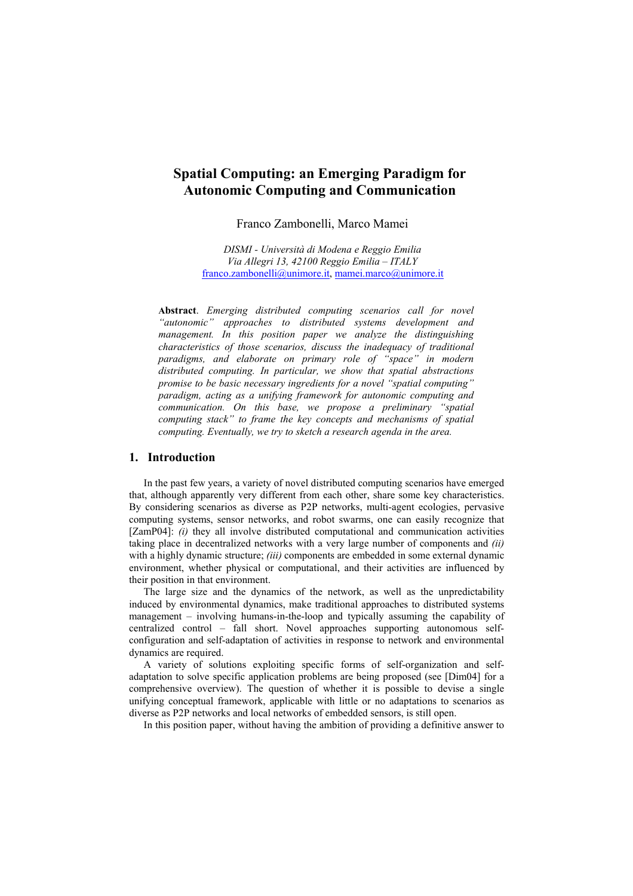# Spatial Computing: an Emerging Paradigm for Autonomic Computing and Communication

Franco Zambonelli, Marco Mamei

*DISMI - Università di Modena e Reggio Emilia*
*Via Allegri 13, 42100 Reggio Emilia – ITALY*
franco.zambonelli@unimore.it, mamei.marco@unimore.it

**Abstract**. *Emerging distributed computing scenarios call for novel "autonomic" approaches to distributed systems development and management. In this position paper we analyze the distinguishing characteristics of those scenarios, discuss the inadequacy of traditional paradigms, and elaborate on primary role of "space" in modern distributed computing. In particular, we show that spatial abstractions promise to be basic necessary ingredients for a novel "spatial computing" paradigm, acting as a unifying framework for autonomic computing and communication. On this base, we propose a preliminary "spatial computing stack" to frame the key concepts and mechanisms of spatial computing. Eventually, we try to sketch a research agenda in the area.*

## 1. Introduction

In the past few years, a variety of novel distributed computing scenarios have emerged that, although apparently very different from each other, share some key characteristics. By considering scenarios as diverse as P2P networks, multi-agent ecologies, pervasive computing systems, sensor networks, and robot swarms, one can easily recognize that [ZamP04]: *(i)* they all involve distributed computational and communication activities taking place in decentralized networks with a very large number of components and *(ii)* with a highly dynamic structure; *(iii)* components are embedded in some external dynamic environment, whether physical or computational, and their activities are influenced by their position in that environment.

The large size and the dynamics of the network, as well as the unpredictability induced by environmental dynamics, make traditional approaches to distributed systems management – involving humans-in-the-loop and typically assuming the capability of centralized control – fall short. Novel approaches supporting autonomous self-configuration and self-adaptation of activities in response to network and environmental dynamics are required.

A variety of solutions exploiting specific forms of self-organization and self-adaptation to solve specific application problems are being proposed (see [Dim04] for a comprehensive overview). The question of whether it is possible to devise a single unifying conceptual framework, applicable with little or no adaptations to scenarios as diverse as P2P networks and local networks of embedded sensors, is still open.

In this position paper, without having the ambition of providing a definitive answer to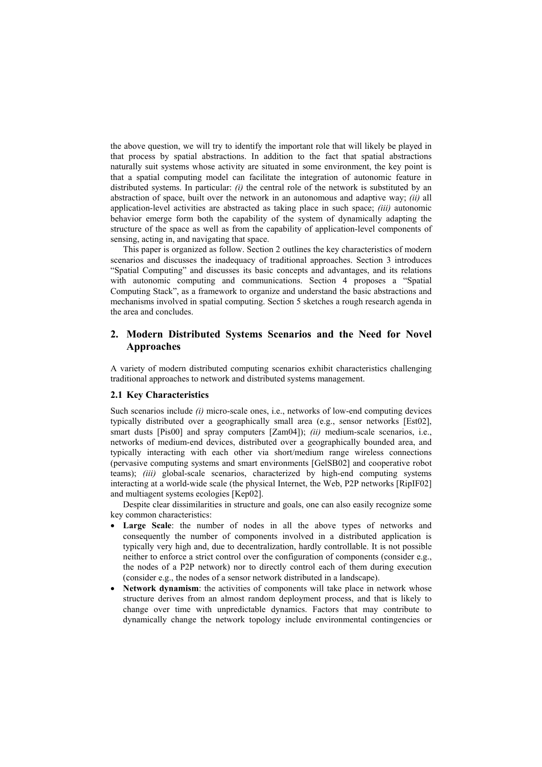the above question, we will try to identify the important role that will likely be played in that process by spatial abstractions. In addition to the fact that spatial abstractions naturally suit systems whose activity are situated in some environment, the key point is that a spatial computing model can facilitate the integration of autonomic feature in distributed systems. In particular: *(i)* the central role of the network is substituted by an abstraction of space, built over the network in an autonomous and adaptive way; *(ii)* all application-level activities are abstracted as taking place in such space; *(iii)* autonomic behavior emerge form both the capability of the system of dynamically adapting the structure of the space as well as from the capability of application-level components of sensing, acting in, and navigating that space.

This paper is organized as follow. Section 2 outlines the key characteristics of modern scenarios and discusses the inadequacy of traditional approaches. Section 3 introduces "Spatial Computing" and discusses its basic concepts and advantages, and its relations with autonomic computing and communications. Section 4 proposes a "Spatial Computing Stack", as a framework to organize and understand the basic abstractions and mechanisms involved in spatial computing. Section 5 sketches a rough research agenda in the area and concludes.

## 2. Modern Distributed Systems Scenarios and the Need for Novel Approaches

A variety of modern distributed computing scenarios exhibit characteristics challenging traditional approaches to network and distributed systems management.

### 2.1 Key Characteristics

Such scenarios include *(i)* micro-scale ones, i.e., networks of low-end computing devices typically distributed over a geographically small area (e.g., sensor networks [Est02], smart dusts [Pis00] and spray computers [Zam04]); *(ii)* medium-scale scenarios, i.e., networks of medium-end devices, distributed over a geographically bounded area, and typically interacting with each other via short/medium range wireless connections (pervasive computing systems and smart environments [GelSB02] and cooperative robot teams); *(iii)* global-scale scenarios, characterized by high-end computing systems interacting at a world-wide scale (the physical Internet, the Web, P2P networks [RipIF02] and multiagent systems ecologies [Kep02].

Despite clear dissimilarities in structure and goals, one can also easily recognize some key common characteristics:

- **Large Scale**: the number of nodes in all the above types of networks and consequently the number of components involved in a distributed application is typically very high and, due to decentralization, hardly controllable. It is not possible neither to enforce a strict control over the configuration of components (consider e.g., the nodes of a P2P network) nor to directly control each of them during execution (consider e.g., the nodes of a sensor network distributed in a landscape).
- **Network dynamism**: the activities of components will take place in network whose structure derives from an almost random deployment process, and that is likely to change over time with unpredictable dynamics. Factors that may contribute to dynamically change the network topology include environmental contingencies or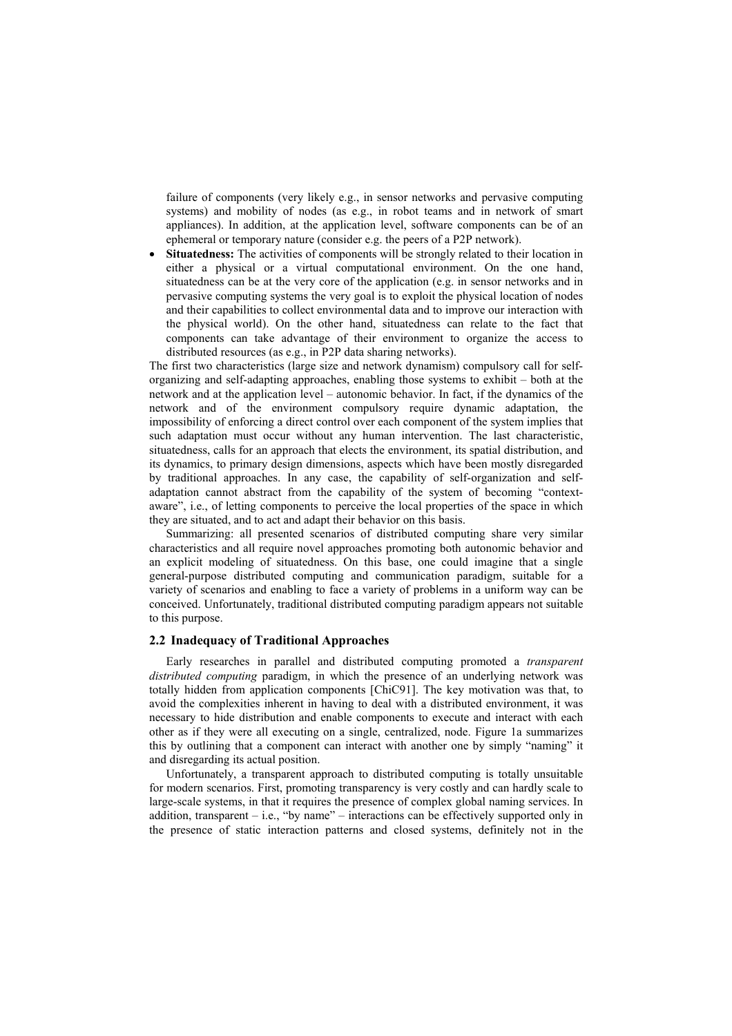failure of components (very likely e.g., in sensor networks and pervasive computing systems) and mobility of nodes (as e.g., in robot teams and in network of smart appliances). In addition, at the application level, software components can be of an ephemeral or temporary nature (consider e.g. the peers of a P2P network).

- **Situatedness:** The activities of components will be strongly related to their location in either a physical or a virtual computational environment. On the one hand, situatedness can be at the very core of the application (e.g. in sensor networks and in pervasive computing systems the very goal is to exploit the physical location of nodes and their capabilities to collect environmental data and to improve our interaction with the physical world). On the other hand, situatedness can relate to the fact that components can take advantage of their environment to organize the access to distributed resources (as e.g., in P2P data sharing networks).

The first two characteristics (large size and network dynamism) compulsory call for self-organizing and self-adapting approaches, enabling those systems to exhibit – both at the network and at the application level – autonomic behavior. In fact, if the dynamics of the network and of the environment compulsory require dynamic adaptation, the impossibility of enforcing a direct control over each component of the system implies that such adaptation must occur without any human intervention. The last characteristic, situatedness, calls for an approach that elects the environment, its spatial distribution, and its dynamics, to primary design dimensions, aspects which have been mostly disregarded by traditional approaches. In any case, the capability of self-organization and self-adaptation cannot abstract from the capability of the system of becoming "context-aware", i.e., of letting components to perceive the local properties of the space in which they are situated, and to act and adapt their behavior on this basis.

Summarizing: all presented scenarios of distributed computing share very similar characteristics and all require novel approaches promoting both autonomic behavior and an explicit modeling of situatedness. On this base, one could imagine that a single general-purpose distributed computing and communication paradigm, suitable for a variety of scenarios and enabling to face a variety of problems in a uniform way can be conceived. Unfortunately, traditional distributed computing paradigm appears not suitable to this purpose.

## 2.2 Inadequacy of Traditional Approaches

Early researches in parallel and distributed computing promoted a *transparent distributed computing* paradigm, in which the presence of an underlying network was totally hidden from application components [ChiC91]. The key motivation was that, to avoid the complexities inherent in having to deal with a distributed environment, it was necessary to hide distribution and enable components to execute and interact with each other as if they were all executing on a single, centralized, node. Figure 1a summarizes this by outlining that a component can interact with another one by simply "naming" it and disregarding its actual position.

Unfortunately, a transparent approach to distributed computing is totally unsuitable for modern scenarios. First, promoting transparency is very costly and can hardly scale to large-scale systems, in that it requires the presence of complex global naming services. In addition, transparent – i.e., "by name" – interactions can be effectively supported only in the presence of static interaction patterns and closed systems, definitely not in the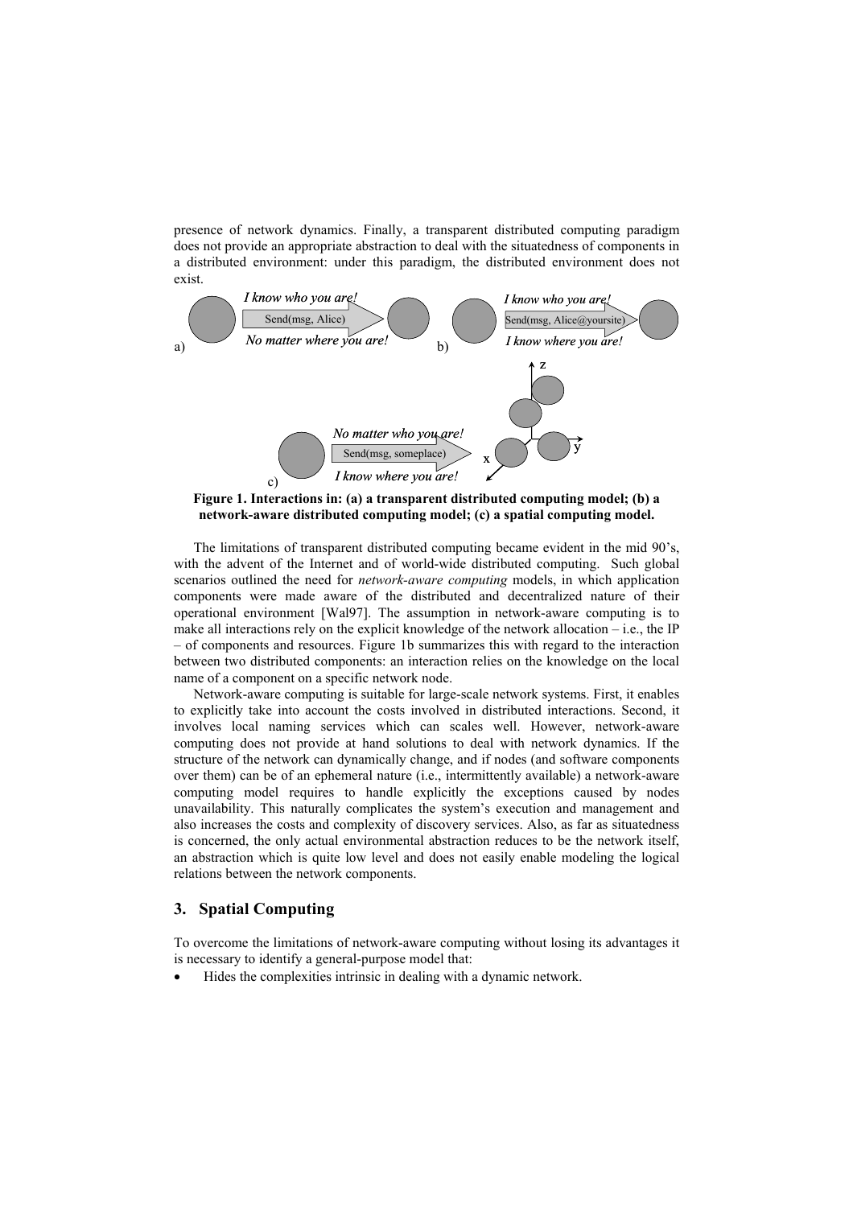presence of network dynamics. Finally, a transparent distributed computing paradigm does not provide an appropriate abstraction to deal with the situatedness of components in a distributed environment: under this paradigm, the distributed environment does not exist.

a)
*I know who you are!*
Send(msg, Alice)
*No matter where you are!*

b)
*I know who you are!*
Send(msg, Alice@yoursite)
*I know where you are!*

c)
*No matter who you are!*
Send(msg, someplace)
*I know where you are!*
z
y
x

**Figure 1. Interactions in: (a) a transparent distributed computing model; (b) a network-aware distributed computing model; (c) a spatial computing model.**

The limitations of transparent distributed computing became evident in the mid 90's, with the advent of the Internet and of world-wide distributed computing. Such global scenarios outlined the need for *network-aware computing* models, in which application components were made aware of the distributed and decentralized nature of their operational environment [Wal97]. The assumption in network-aware computing is to make all interactions rely on the explicit knowledge of the network allocation – i.e., the IP – of components and resources. Figure 1b summarizes this with regard to the interaction between two distributed components: an interaction relies on the knowledge on the local name of a component on a specific network node.

Network-aware computing is suitable for large-scale network systems. First, it enables to explicitly take into account the costs involved in distributed interactions. Second, it involves local naming services which can scales well. However, network-aware computing does not provide at hand solutions to deal with network dynamics. If the structure of the network can dynamically change, and if nodes (and software components over them) can be of an ephemeral nature (i.e., intermittently available) a network-aware computing model requires to handle explicitly the exceptions caused by nodes unavailability. This naturally complicates the system's execution and management and also increases the costs and complexity of discovery services. Also, as far as situatedness is concerned, the only actual environmental abstraction reduces to be the network itself, an abstraction which is quite low level and does not easily enable modeling the logical relations between the network components.

## 3. Spatial Computing

To overcome the limitations of network-aware computing without losing its advantages it is necessary to identify a general-purpose model that:

- Hides the complexities intrinsic in dealing with a dynamic network.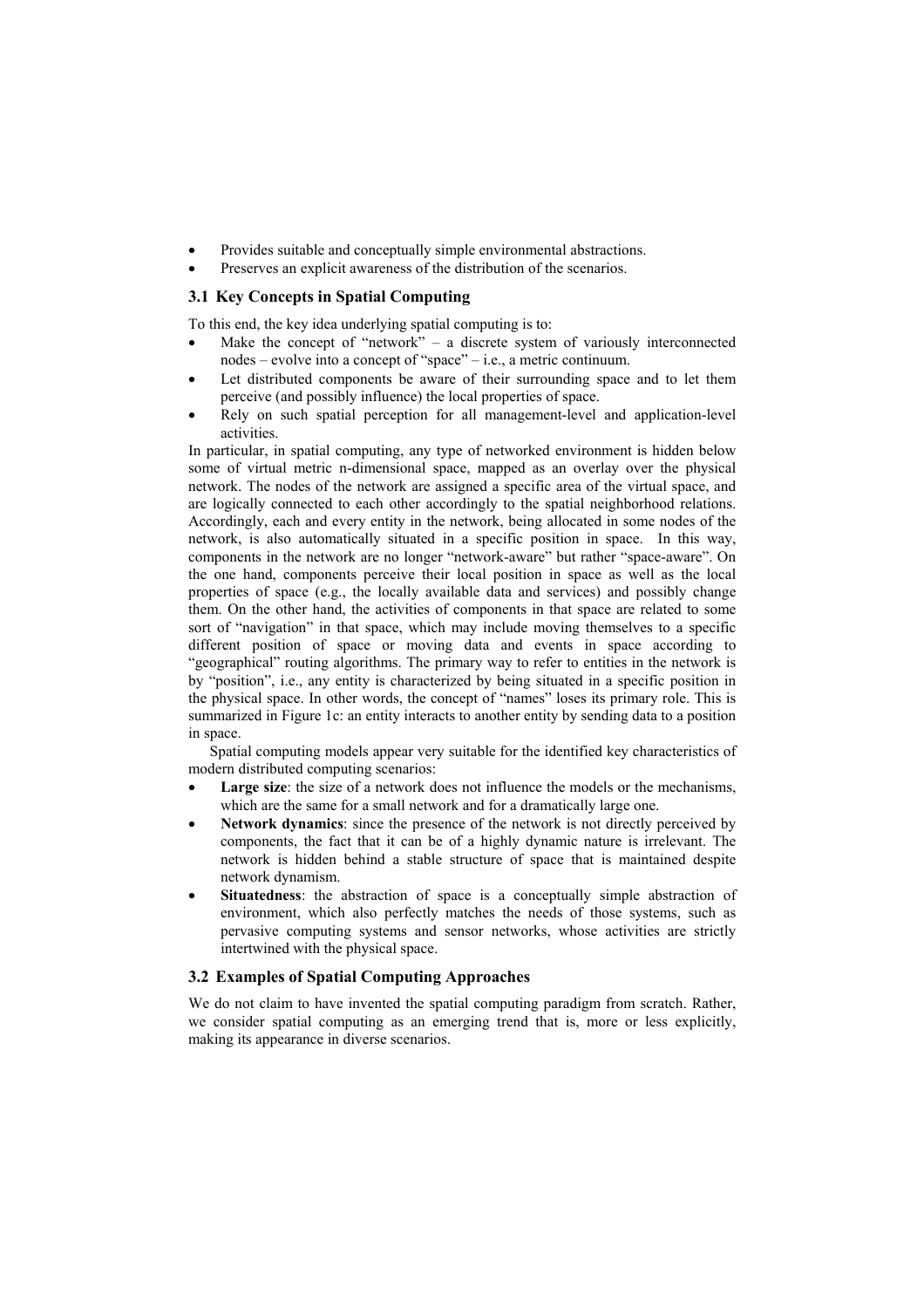- Provides suitable and conceptually simple environmental abstractions.
- Preserves an explicit awareness of the distribution of the scenarios.

### 3.1 Key Concepts in Spatial Computing

To this end, the key idea underlying spatial computing is to:

- Make the concept of "network" – a discrete system of variously interconnected nodes – evolve into a concept of "space" – i.e., a metric continuum.
- Let distributed components be aware of their surrounding space and to let them perceive (and possibly influence) the local properties of space.
- Rely on such spatial perception for all management-level and application-level activities.

In particular, in spatial computing, any type of networked environment is hidden below some of virtual metric n-dimensional space, mapped as an overlay over the physical network. The nodes of the network are assigned a specific area of the virtual space, and are logically connected to each other accordingly to the spatial neighborhood relations. Accordingly, each and every entity in the network, being allocated in some nodes of the network, is also automatically situated in a specific position in space. In this way, components in the network are no longer "network-aware" but rather "space-aware". On the one hand, components perceive their local position in space as well as the local properties of space (e.g., the locally available data and services) and possibly change them. On the other hand, the activities of components in that space are related to some sort of "navigation" in that space, which may include moving themselves to a specific different position of space or moving data and events in space according to "geographical" routing algorithms. The primary way to refer to entities in the network is by "position", i.e., any entity is characterized by being situated in a specific position in the physical space. In other words, the concept of "names" loses its primary role. This is summarized in Figure 1c: an entity interacts to another entity by sending data to a position in space.

Spatial computing models appear very suitable for the identified key characteristics of modern distributed computing scenarios:

- **Large size**: the size of a network does not influence the models or the mechanisms, which are the same for a small network and for a dramatically large one.
- **Network dynamics**: since the presence of the network is not directly perceived by components, the fact that it can be of a highly dynamic nature is irrelevant. The network is hidden behind a stable structure of space that is maintained despite network dynamism.
- **Situatedness**: the abstraction of space is a conceptually simple abstraction of environment, which also perfectly matches the needs of those systems, such as pervasive computing systems and sensor networks, whose activities are strictly intertwined with the physical space.

### 3.2 Examples of Spatial Computing Approaches

We do not claim to have invented the spatial computing paradigm from scratch. Rather, we consider spatial computing as an emerging trend that is, more or less explicitly, making its appearance in diverse scenarios.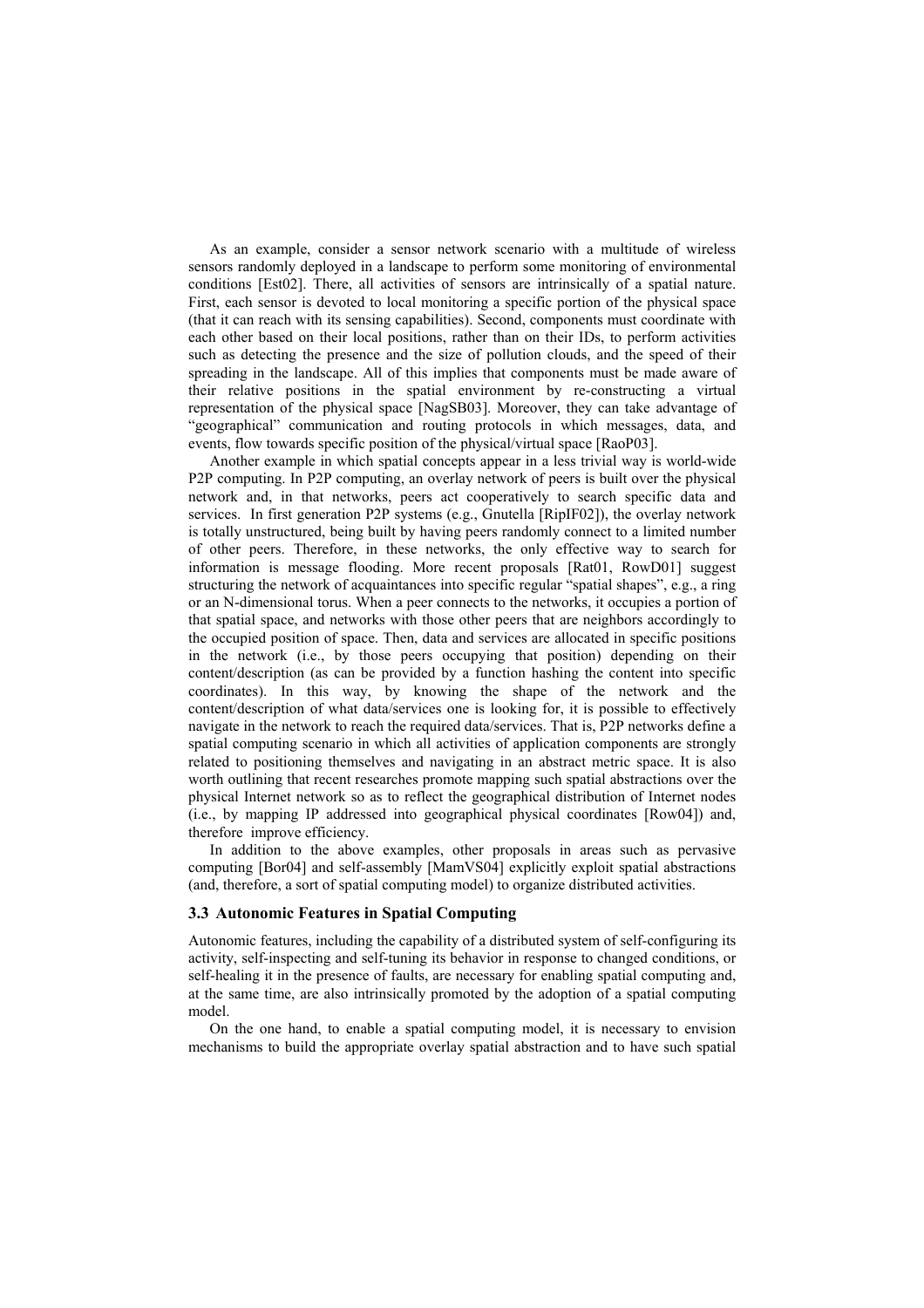As an example, consider a sensor network scenario with a multitude of wireless sensors randomly deployed in a landscape to perform some monitoring of environmental conditions [Est02]. There, all activities of sensors are intrinsically of a spatial nature. First, each sensor is devoted to local monitoring a specific portion of the physical space (that it can reach with its sensing capabilities). Second, components must coordinate with each other based on their local positions, rather than on their IDs, to perform activities such as detecting the presence and the size of pollution clouds, and the speed of their spreading in the landscape. All of this implies that components must be made aware of their relative positions in the spatial environment by re-constructing a virtual representation of the physical space [NagSB03]. Moreover, they can take advantage of "geographical" communication and routing protocols in which messages, data, and events, flow towards specific position of the physical/virtual space [RaoP03].

Another example in which spatial concepts appear in a less trivial way is world-wide P2P computing. In P2P computing, an overlay network of peers is built over the physical network and, in that networks, peers act cooperatively to search specific data and services. In first generation P2P systems (e.g., Gnutella [RipIF02]), the overlay network is totally unstructured, being built by having peers randomly connect to a limited number of other peers. Therefore, in these networks, the only effective way to search for information is message flooding. More recent proposals [Rat01, RowD01] suggest structuring the network of acquaintances into specific regular "spatial shapes", e.g., a ring or an N-dimensional torus. When a peer connects to the networks, it occupies a portion of that spatial space, and networks with those other peers that are neighbors accordingly to the occupied position of space. Then, data and services are allocated in specific positions in the network (i.e., by those peers occupying that position) depending on their content/description (as can be provided by a function hashing the content into specific coordinates). In this way, by knowing the shape of the network and the content/description of what data/services one is looking for, it is possible to effectively navigate in the network to reach the required data/services. That is, P2P networks define a spatial computing scenario in which all activities of application components are strongly related to positioning themselves and navigating in an abstract metric space. It is also worth outlining that recent researches promote mapping such spatial abstractions over the physical Internet network so as to reflect the geographical distribution of Internet nodes (i.e., by mapping IP addressed into geographical physical coordinates [Row04]) and, therefore improve efficiency.

In addition to the above examples, other proposals in areas such as pervasive computing [Bor04] and self-assembly [MamVS04] explicitly exploit spatial abstractions (and, therefore, a sort of spatial computing model) to organize distributed activities.

### 3.3 Autonomic Features in Spatial Computing

Autonomic features, including the capability of a distributed system of self-configuring its activity, self-inspecting and self-tuning its behavior in response to changed conditions, or self-healing it in the presence of faults, are necessary for enabling spatial computing and, at the same time, are also intrinsically promoted by the adoption of a spatial computing model.

On the one hand, to enable a spatial computing model, it is necessary to envision mechanisms to build the appropriate overlay spatial abstraction and to have such spatial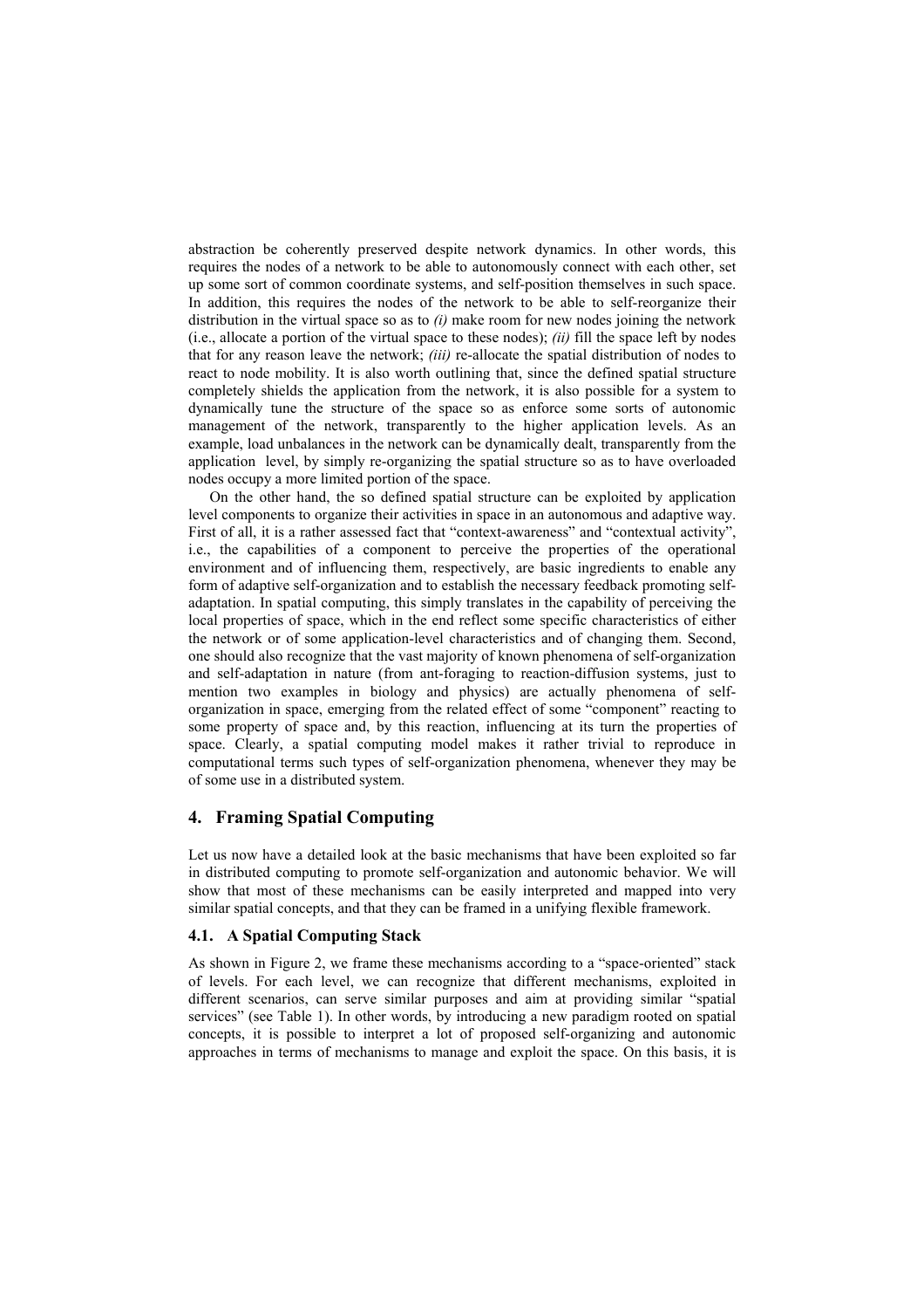abstraction be coherently preserved despite network dynamics. In other words, this requires the nodes of a network to be able to autonomously connect with each other, set up some sort of common coordinate systems, and self-position themselves in such space. In addition, this requires the nodes of the network to be able to self-reorganize their distribution in the virtual space so as to *(i)* make room for new nodes joining the network (i.e., allocate a portion of the virtual space to these nodes); *(ii)* fill the space left by nodes that for any reason leave the network; *(iii)* re-allocate the spatial distribution of nodes to react to node mobility. It is also worth outlining that, since the defined spatial structure completely shields the application from the network, it is also possible for a system to dynamically tune the structure of the space so as enforce some sorts of autonomic management of the network, transparently to the higher application levels. As an example, load unbalances in the network can be dynamically dealt, transparently from the application level, by simply re-organizing the spatial structure so as to have overloaded nodes occupy a more limited portion of the space.

On the other hand, the so defined spatial structure can be exploited by application level components to organize their activities in space in an autonomous and adaptive way. First of all, it is a rather assessed fact that "context-awareness" and "contextual activity", i.e., the capabilities of a component to perceive the properties of the operational environment and of influencing them, respectively, are basic ingredients to enable any form of adaptive self-organization and to establish the necessary feedback promoting self-adaptation. In spatial computing, this simply translates in the capability of perceiving the local properties of space, which in the end reflect some specific characteristics of either the network or of some application-level characteristics and of changing them. Second, one should also recognize that the vast majority of known phenomena of self-organization and self-adaptation in nature (from ant-foraging to reaction-diffusion systems, just to mention two examples in biology and physics) are actually phenomena of self-organization in space, emerging from the related effect of some "component" reacting to some property of space and, by this reaction, influencing at its turn the properties of space. Clearly, a spatial computing model makes it rather trivial to reproduce in computational terms such types of self-organization phenomena, whenever they may be of some use in a distributed system.

## 4. Framing Spatial Computing

Let us now have a detailed look at the basic mechanisms that have been exploited so far in distributed computing to promote self-organization and autonomic behavior. We will show that most of these mechanisms can be easily interpreted and mapped into very similar spatial concepts, and that they can be framed in a unifying flexible framework.

### 4.1. A Spatial Computing Stack

As shown in Figure 2, we frame these mechanisms according to a "space-oriented" stack of levels. For each level, we can recognize that different mechanisms, exploited in different scenarios, can serve similar purposes and aim at providing similar "spatial services" (see Table 1). In other words, by introducing a new paradigm rooted on spatial concepts, it is possible to interpret a lot of proposed self-organizing and autonomic approaches in terms of mechanisms to manage and exploit the space. On this basis, it is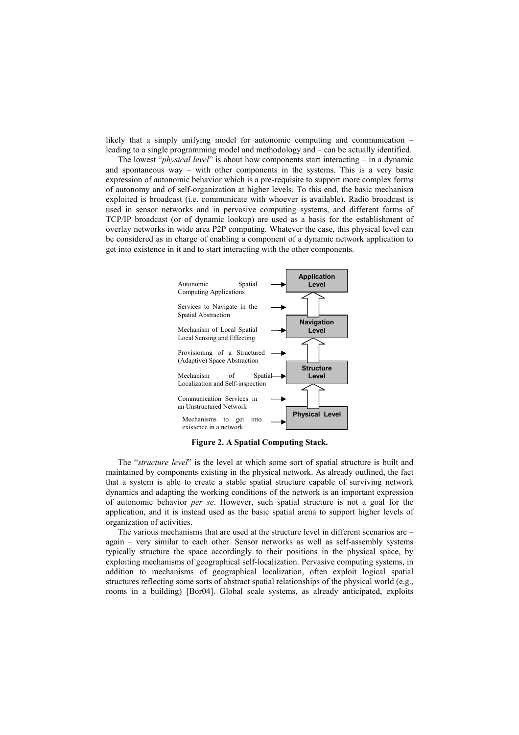likely that a simply unifying model for autonomic computing and communication – leading to a single programming model and methodology and – can be actually identified.

The lowest "*physical level*" is about how components start interacting – in a dynamic and spontaneous way – with other components in the systems. This is a very basic expression of autonomic behavior which is a pre-requisite to support more complex forms of autonomy and of self-organization at higher levels. To this end, the basic mechanism exploited is broadcast (i.e. communicate with whoever is available). Radio broadcast is used in sensor networks and in pervasive computing systems, and different forms of TCP/IP broadcast (or of dynamic lookup) are used as a basis for the establishment of overlay networks in wide area P2P computing. Whatever the case, this physical level can be considered as in charge of enabling a component of a dynamic network application to get into existence in it and to start interacting with the other components.

Autonomic Spatial Computing Applications

Application Level

Services to Navigate in the Spatial Abstraction

Mechanism of Local Spatial Local Sensing and Effecting

Navigation Level

Provisioning of a Structured (Adaptive) Space Abstraction

Mechanism of Spatial Localization and Self-inspection

Structure Level

Communication Services in an Unstructured Network

Mechanisms to get into existence in a network

Physical Level

**Figure 2. A Spatial Computing Stack.**

The "*structure level*" is the level at which some sort of spatial structure is built and maintained by components existing in the physical network. As already outlined, the fact that a system is able to create a stable spatial structure capable of surviving network dynamics and adapting the working conditions of the network is an important expression of autonomic behavior *per se*. However, such spatial structure is not a goal for the application, and it is instead used as the basic spatial arena to support higher levels of organization of activities.

The various mechanisms that are used at the structure level in different scenarios are – again – very similar to each other. Sensor networks as well as self-assembly systems typically structure the space accordingly to their positions in the physical space, by exploiting mechanisms of geographical self-localization. Pervasive computing systems, in addition to mechanisms of geographical localization, often exploit logical spatial structures reflecting some sorts of abstract spatial relationships of the physical world (e.g., rooms in a building) [Bor04]. Global scale systems, as already anticipated, exploits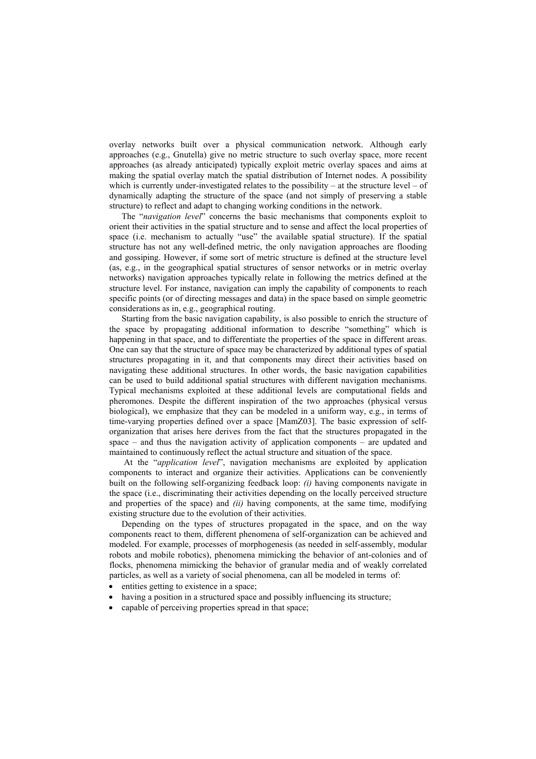overlay networks built over a physical communication network. Although early approaches (e.g., Gnutella) give no metric structure to such overlay space, more recent approaches (as already anticipated) typically exploit metric overlay spaces and aims at making the spatial overlay match the spatial distribution of Internet nodes. A possibility which is currently under-investigated relates to the possibility – at the structure level – of dynamically adapting the structure of the space (and not simply of preserving a stable structure) to reflect and adapt to changing working conditions in the network.

The "*navigation level*" concerns the basic mechanisms that components exploit to orient their activities in the spatial structure and to sense and affect the local properties of space (i.e. mechanism to actually "use" the available spatial structure). If the spatial structure has not any well-defined metric, the only navigation approaches are flooding and gossiping. However, if some sort of metric structure is defined at the structure level (as, e.g., in the geographical spatial structures of sensor networks or in metric overlay networks) navigation approaches typically relate in following the metrics defined at the structure level. For instance, navigation can imply the capability of components to reach specific points (or of directing messages and data) in the space based on simple geometric considerations as in, e.g., geographical routing.

Starting from the basic navigation capability, is also possible to enrich the structure of the space by propagating additional information to describe "something" which is happening in that space, and to differentiate the properties of the space in different areas. One can say that the structure of space may be characterized by additional types of spatial structures propagating in it, and that components may direct their activities based on navigating these additional structures. In other words, the basic navigation capabilities can be used to build additional spatial structures with different navigation mechanisms. Typical mechanisms exploited at these additional levels are computational fields and pheromones. Despite the different inspiration of the two approaches (physical versus biological), we emphasize that they can be modeled in a uniform way, e.g., in terms of time-varying properties defined over a space [MamZ03]. The basic expression of self-organization that arises here derives from the fact that the structures propagated in the space – and thus the navigation activity of application components – are updated and maintained to continuously reflect the actual structure and situation of the space.

At the "*application level*", navigation mechanisms are exploited by application components to interact and organize their activities. Applications can be conveniently built on the following self-organizing feedback loop: *(i)* having components navigate in the space (i.e., discriminating their activities depending on the locally perceived structure and properties of the space) and *(ii)* having components, at the same time, modifying existing structure due to the evolution of their activities.

Depending on the types of structures propagated in the space, and on the way components react to them, different phenomena of self-organization can be achieved and modeled. For example, processes of morphogenesis (as needed in self-assembly, modular robots and mobile robotics), phenomena mimicking the behavior of ant-colonies and of flocks, phenomena mimicking the behavior of granular media and of weakly correlated particles, as well as a variety of social phenomena, can all be modeled in terms of:

- entities getting to existence in a space;
- having a position in a structured space and possibly influencing its structure;
- capable of perceiving properties spread in that space;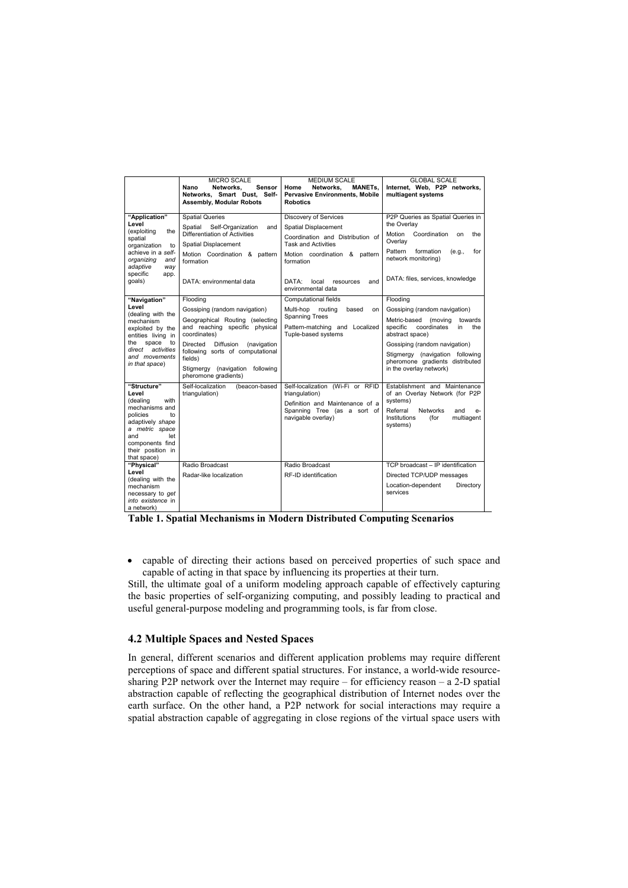| | MICRO SCALE **Nano Networks, Sensor Networks, Smart Dust, Self-Assembly, Modular Robots** | MEDIUM SCALE **Home Networks, MANETs, Pervasive Environments, Mobile Robotics** | GLOBAL SCALE **Internet, Web, P2P networks, multiagent systems** |
|---|---|---|---|
| **"Application" Level** (exploiting the spatial organization to achieve in a *self-organizing and adaptive way* specific app. goals) | Spatial Queries<br>Spatial Self-Organization and Differentiation of Activities<br>Spatial Displacement<br>Motion Coordination & pattern formation<br>DATA: environmental data | Discovery of Services<br>Spatial Displacement<br>Coordination and Distribution of Task and Activities<br>Motion coordination & pattern formation<br>DATA: local resources and environmental data | P2P Queries as Spatial Queries in the Overlay<br>Motion Coordination on the Overlay<br>Pattern formation (e.g., for network monitoring)<br>DATA: files, services, knowledge |
| **"Navigation" Level** (dealing with the mechanism exploited by the entities living in the space to *direct activities and movements in that space*) | Flooding<br>Gossiping (random navigation)<br>Geographical Routing (selecting and reaching specific physical coordinates)<br>Directed Diffusion (navigation following sorts of computational fields)<br>Stigmergy (navigation following pheromone gradients) | Computational fields<br>Multi-hop routing based on Spanning Trees<br>Pattern-matching and Localized Tuple-based systems | Flooding<br>Gossiping (random navigation)<br>Metric-based (moving towards specific coordinates in the abstract space)<br>Gossiping (random navigation)<br>Stigmergy (navigation following pheromone gradients distributed in the overlay network) |
| **"Structure" Level** (dealing with mechanisms and policies to adaptively *shape a metric space* and let components find their position in that space) | Self-localization (beacon-based triangulation) | Self-localization (Wi-Fi or RFID triangulation)<br>Definition and Maintenance of a Spanning Tree (as a sort of navigable overlay) | Establishment and Maintenance of an Overlay Network (for P2P systems)<br>Referral Networks and e-Institutions (for multiagent systems) |
| **"Physical" Level** (dealing with the mechanism necessary to *get into existence* in a network) | Radio Broadcast<br>Radar-like localization | Radio Broadcast<br>RF-ID identification | TCP broadcast – IP identification<br>Directed TCP/UDP messages<br>Location-dependent Directory services |

**Table 1. Spatial Mechanisms in Modern Distributed Computing Scenarios**

- capable of directing their actions based on perceived properties of such space and capable of acting in that space by influencing its properties at their turn.

Still, the ultimate goal of a uniform modeling approach capable of effectively capturing the basic properties of self-organizing computing, and possibly leading to practical and useful general-purpose modeling and programming tools, is far from close.

### 4.2 Multiple Spaces and Nested Spaces

In general, different scenarios and different application problems may require different perceptions of space and different spatial structures. For instance, a world-wide resource-sharing P2P network over the Internet may require – for efficiency reason – a 2-D spatial abstraction capable of reflecting the geographical distribution of Internet nodes over the earth surface. On the other hand, a P2P network for social interactions may require a spatial abstraction capable of aggregating in close regions of the virtual space users with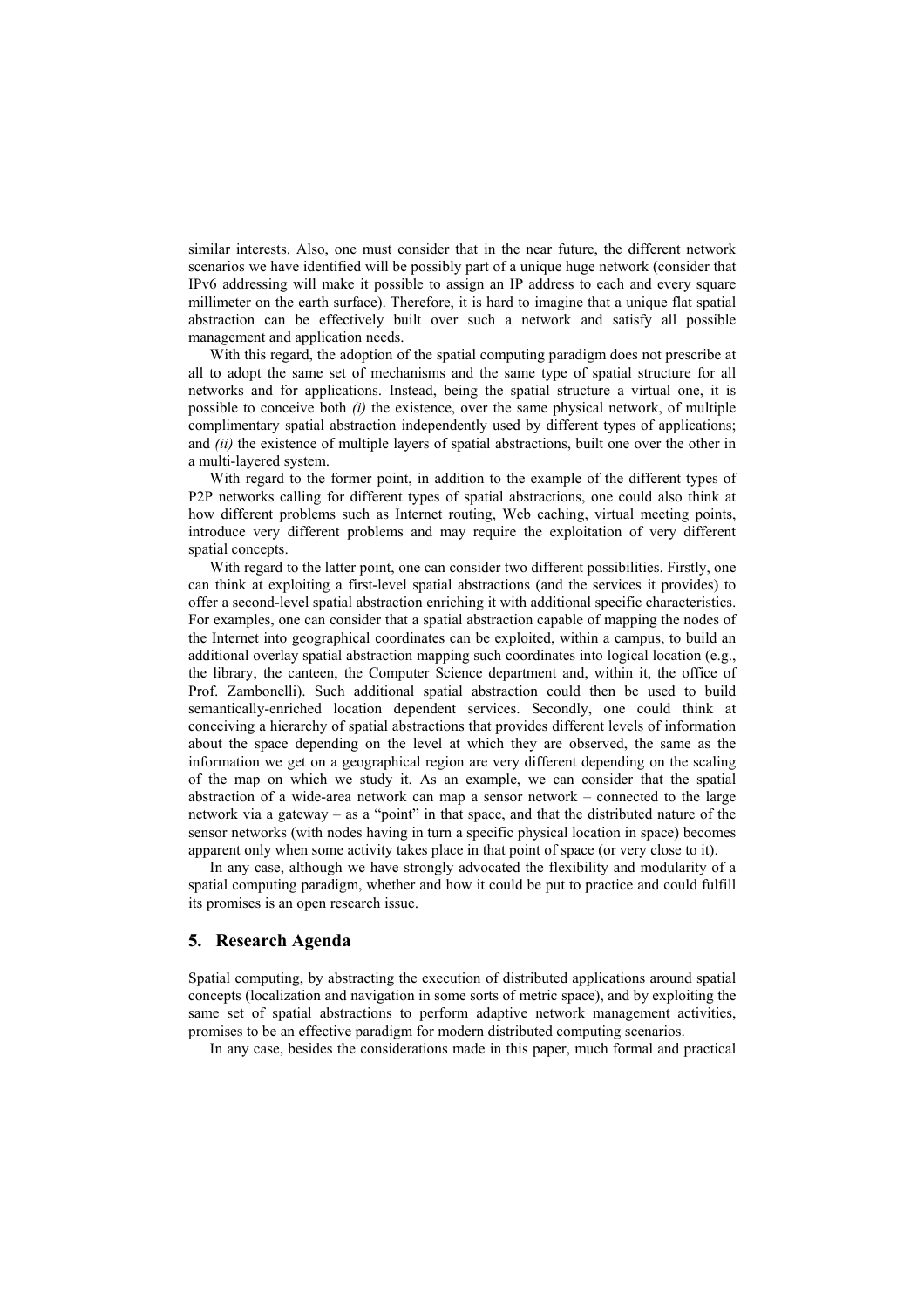similar interests. Also, one must consider that in the near future, the different network scenarios we have identified will be possibly part of a unique huge network (consider that IPv6 addressing will make it possible to assign an IP address to each and every square millimeter on the earth surface). Therefore, it is hard to imagine that a unique flat spatial abstraction can be effectively built over such a network and satisfy all possible management and application needs.

With this regard, the adoption of the spatial computing paradigm does not prescribe at all to adopt the same set of mechanisms and the same type of spatial structure for all networks and for applications. Instead, being the spatial structure a virtual one, it is possible to conceive both *(i)* the existence, over the same physical network, of multiple complimentary spatial abstraction independently used by different types of applications; and *(ii)* the existence of multiple layers of spatial abstractions, built one over the other in a multi-layered system.

With regard to the former point, in addition to the example of the different types of P2P networks calling for different types of spatial abstractions, one could also think at how different problems such as Internet routing, Web caching, virtual meeting points, introduce very different problems and may require the exploitation of very different spatial concepts.

With regard to the latter point, one can consider two different possibilities. Firstly, one can think at exploiting a first-level spatial abstractions (and the services it provides) to offer a second-level spatial abstraction enriching it with additional specific characteristics. For examples, one can consider that a spatial abstraction capable of mapping the nodes of the Internet into geographical coordinates can be exploited, within a campus, to build an additional overlay spatial abstraction mapping such coordinates into logical location (e.g., the library, the canteen, the Computer Science department and, within it, the office of Prof. Zambonelli). Such additional spatial abstraction could then be used to build semantically-enriched location dependent services. Secondly, one could think at conceiving a hierarchy of spatial abstractions that provides different levels of information about the space depending on the level at which they are observed, the same as the information we get on a geographical region are very different depending on the scaling of the map on which we study it. As an example, we can consider that the spatial abstraction of a wide-area network can map a sensor network – connected to the large network via a gateway – as a "point" in that space, and that the distributed nature of the sensor networks (with nodes having in turn a specific physical location in space) becomes apparent only when some activity takes place in that point of space (or very close to it).

In any case, although we have strongly advocated the flexibility and modularity of a spatial computing paradigm, whether and how it could be put to practice and could fulfill its promises is an open research issue.

## 5. Research Agenda

Spatial computing, by abstracting the execution of distributed applications around spatial concepts (localization and navigation in some sorts of metric space), and by exploiting the same set of spatial abstractions to perform adaptive network management activities, promises to be an effective paradigm for modern distributed computing scenarios.

In any case, besides the considerations made in this paper, much formal and practical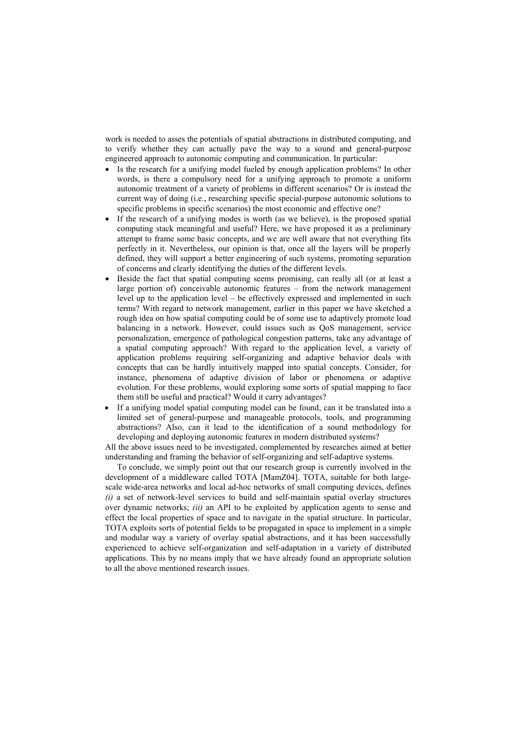work is needed to asses the potentials of spatial abstractions in distributed computing, and to verify whether they can actually pave the way to a sound and general-purpose engineered approach to autonomic computing and communication. In particular:

- Is the research for a unifying model fueled by enough application problems? In other words, is there a compulsory need for a unifying approach to promote a uniform autonomic treatment of a variety of problems in different scenarios? Or is instead the current way of doing (i.e., researching specific special-purpose autonomic solutions to specific problems in specific scenarios) the most economic and effective one?
- If the research of a unifying modes is worth (as we believe), is the proposed spatial computing stack meaningful and useful? Here, we have proposed it as a preliminary attempt to frame some basic concepts, and we are well aware that not everything fits perfectly in it. Nevertheless, our opinion is that, once all the layers will be properly defined, they will support a better engineering of such systems, promoting separation of concerns and clearly identifying the duties of the different levels.
- Beside the fact that spatial computing seems promising, can really all (or at least a large portion of) conceivable autonomic features – from the network management level up to the application level – be effectively expressed and implemented in such terms? With regard to network management, earlier in this paper we have sketched a rough idea on how spatial computing could be of some use to adaptively promote load balancing in a network. However, could issues such as QoS management, service personalization, emergence of pathological congestion patterns, take any advantage of a spatial computing approach? With regard to the application level, a variety of application problems requiring self-organizing and adaptive behavior deals with concepts that can be hardly intuitively mapped into spatial concepts. Consider, for instance, phenomena of adaptive division of labor or phenomena or adaptive evolution. For these problems, would exploring some sorts of spatial mapping to face them still be useful and practical? Would it carry advantages?
- If a unifying model spatial computing model can be found, can it be translated into a limited set of general-purpose and manageable protocols, tools, and programming abstractions? Also, can it lead to the identification of a sound methodology for developing and deploying autonomic features in modern distributed systems?

All the above issues need to be investigated, complemented by researches aimed at better understanding and framing the behavior of self-organizing and self-adaptive systems.

To conclude, we simply point out that our research group is currently involved in the development of a middleware called TOTA [MamZ04]. TOTA, suitable for both large-scale wide-area networks and local ad-hoc networks of small computing devices, defines *(i)* a set of network-level services to build and self-maintain spatial overlay structures over dynamic networks; *(ii)* an API to be exploited by application agents to sense and effect the local properties of space and to navigate in the spatial structure. In particular, TOTA exploits sorts of potential fields to be propagated in space to implement in a simple and modular way a variety of overlay spatial abstractions, and it has been successfully experienced to achieve self-organization and self-adaptation in a variety of distributed applications. This by no means imply that we have already found an appropriate solution to all the above mentioned research issues.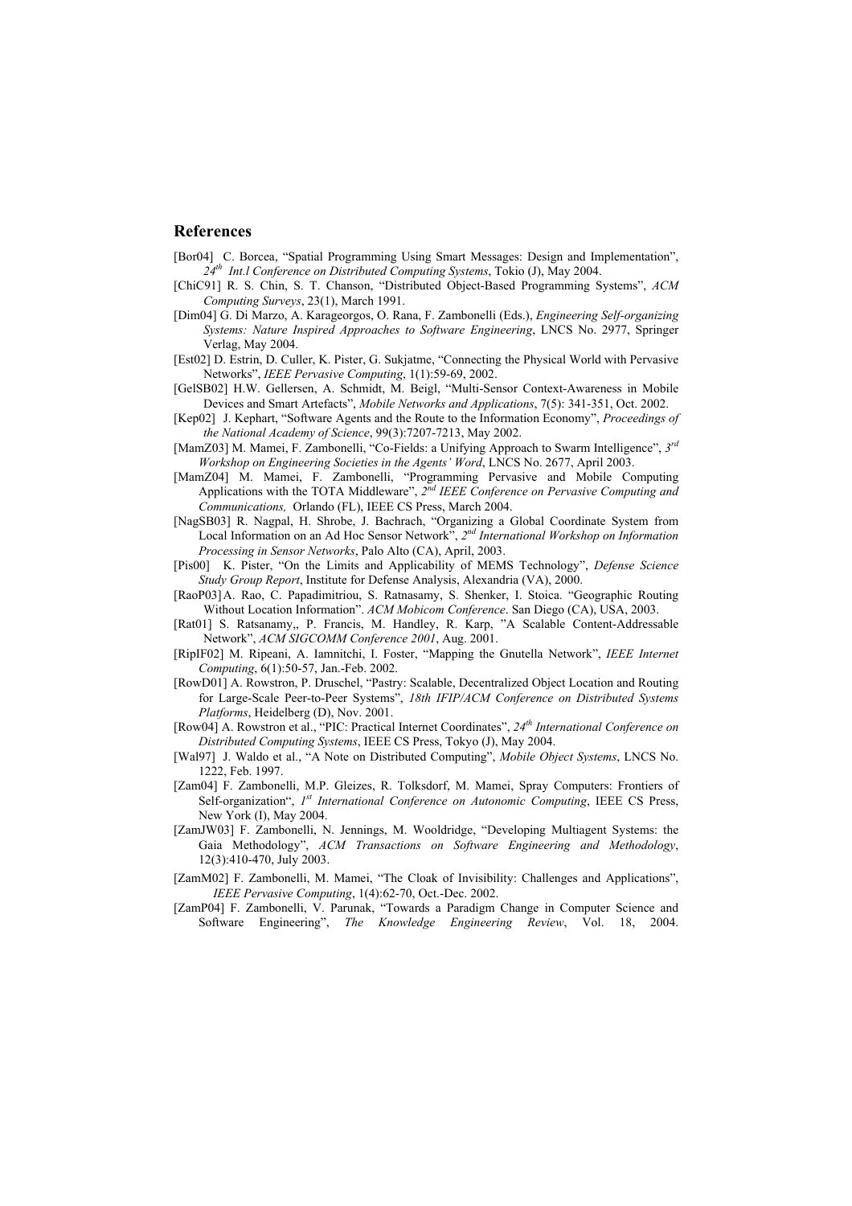## References

[Bor04] C. Borcea, "Spatial Programming Using Smart Messages: Design and Implementation", *24th Int.l Conference on Distributed Computing Systems*, Tokio (J), May 2004.

[ChiC91] R. S. Chin, S. T. Chanson, "Distributed Object-Based Programming Systems", *ACM Computing Surveys*, 23(1), March 1991.

[Dim04] G. Di Marzo, A. Karageorgos, O. Rana, F. Zambonelli (Eds.), *Engineering Self-organizing Systems: Nature Inspired Approaches to Software Engineering*, LNCS No. 2977, Springer Verlag, May 2004.

[Est02] D. Estrin, D. Culler, K. Pister, G. Sukjatme, "Connecting the Physical World with Pervasive Networks", *IEEE Pervasive Computing*, 1(1):59-69, 2002.

[GelSB02] H.W. Gellersen, A. Schmidt, M. Beigl, "Multi-Sensor Context-Awareness in Mobile Devices and Smart Artefacts", *Mobile Networks and Applications*, 7(5): 341-351, Oct. 2002.

[Kep02] J. Kephart, "Software Agents and the Route to the Information Economy", *Proceedings of the National Academy of Science*, 99(3):7207-7213, May 2002.

[MamZ03] M. Mamei, F. Zambonelli, "Co-Fields: a Unifying Approach to Swarm Intelligence", *3rd Workshop on Engineering Societies in the Agents' Word*, LNCS No. 2677, April 2003.

[MamZ04] M. Mamei, F. Zambonelli, "Programming Pervasive and Mobile Computing Applications with the TOTA Middleware", *2nd IEEE Conference on Pervasive Computing and Communications,* Orlando (FL), IEEE CS Press, March 2004.

[NagSB03] R. Nagpal, H. Shrobe, J. Bachrach, "Organizing a Global Coordinate System from Local Information on an Ad Hoc Sensor Network", *2nd International Workshop on Information Processing in Sensor Networks*, Palo Alto (CA), April, 2003.

[Pis00] K. Pister, "On the Limits and Applicability of MEMS Technology", *Defense Science Study Group Report*, Institute for Defense Analysis, Alexandria (VA), 2000.

[RaoP03] A. Rao, C. Papadimitriou, S. Ratnasamy, S. Shenker, I. Stoica. "Geographic Routing Without Location Information". *ACM Mobicom Conference*. San Diego (CA), USA, 2003.

[Rat01] S. Ratsanamy,, P. Francis, M. Handley, R. Karp, "A Scalable Content-Addressable Network", *ACM SIGCOMM Conference 2001*, Aug. 2001.

[RipIF02] M. Ripeani, A. Iamnitchi, I. Foster, "Mapping the Gnutella Network", *IEEE Internet Computing*, 6(1):50-57, Jan.-Feb. 2002.

[RowD01] A. Rowstron, P. Druschel, "Pastry: Scalable, Decentralized Object Location and Routing for Large-Scale Peer-to-Peer Systems", *18th IFIP/ACM Conference on Distributed Systems Platforms*, Heidelberg (D), Nov. 2001.

[Row04] A. Rowstron et al., "PIC: Practical Internet Coordinates", *24th International Conference on Distributed Computing Systems*, IEEE CS Press, Tokyo (J), May 2004.

[Wal97] J. Waldo et al., "A Note on Distributed Computing", *Mobile Object Systems*, LNCS No. 1222, Feb. 1997.

[Zam04] F. Zambonelli, M.P. Gleizes, R. Tolksdorf, M. Mamei, Spray Computers: Frontiers of Self-organization", *1st International Conference on Autonomic Computing*, IEEE CS Press, New York (I), May 2004.

[ZamJW03] F. Zambonelli, N. Jennings, M. Wooldridge, "Developing Multiagent Systems: the Gaia Methodology", *ACM Transactions on Software Engineering and Methodology*, 12(3):410-470, July 2003.

[ZamM02] F. Zambonelli, M. Mamei, "The Cloak of Invisibility: Challenges and Applications", *IEEE Pervasive Computing*, 1(4):62-70, Oct.-Dec. 2002.

[ZamP04] F. Zambonelli, V. Parunak, "Towards a Paradigm Change in Computer Science and Software Engineering", *The Knowledge Engineering Review*, Vol. 18, 2004.